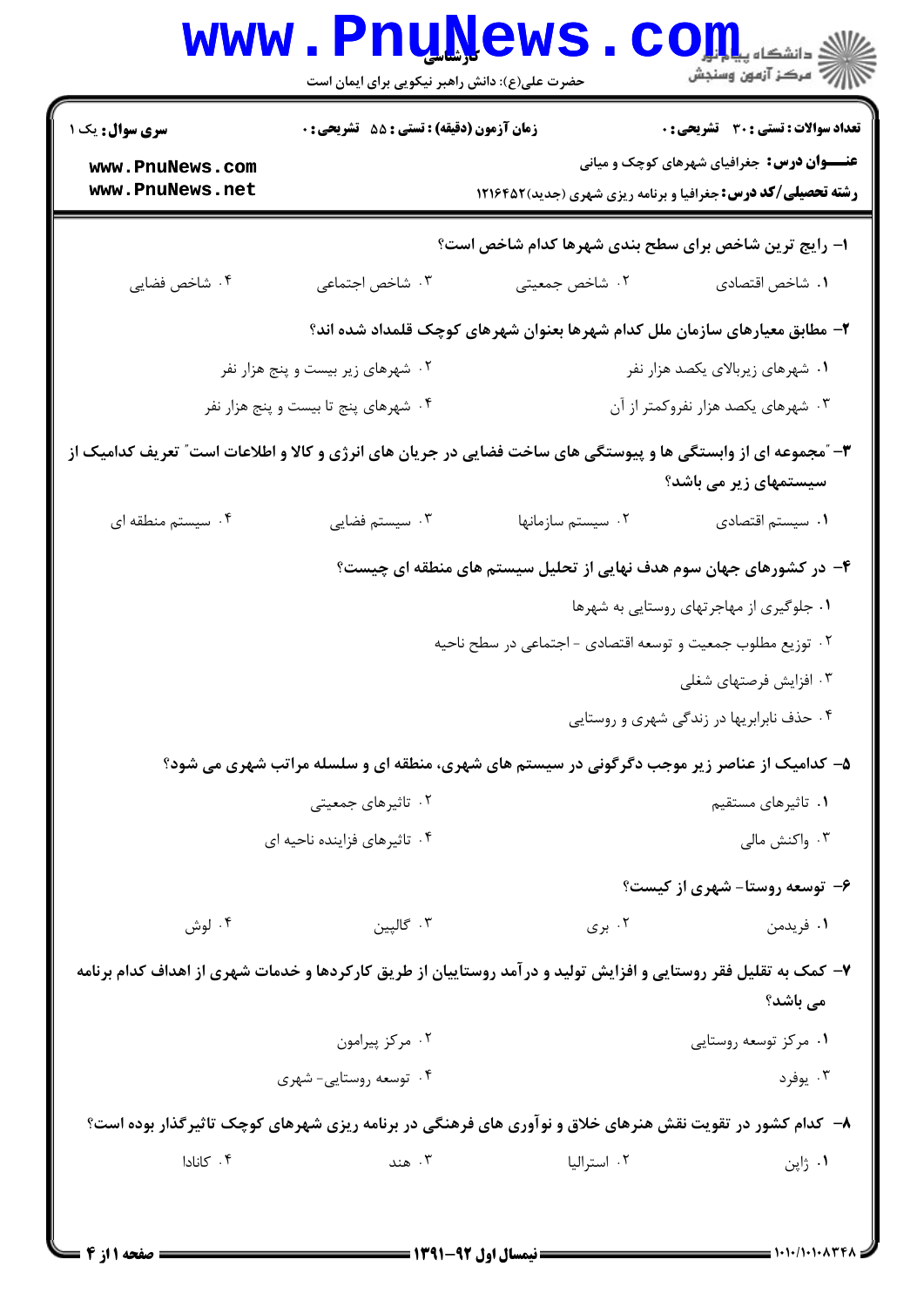**سری سوال:** یک ۱

**زمان آزمون (دقیقه) : تستی : ۵۵ تشریحی : ۰**

**تعداد سوالات : تستی : ۳۰ تشریحی : ۰**

**عنـــوان درس:** جغرافیای شهرهای کوچک و میانی

**رشته تحصیلی/کد درس:** جغرافیا و برنامه ریزی شهری (جدید)۱۲۱۶۴۵۲

**۱- رایج ترین شاخص برای سطح بندی شهرها کدام شاخص است؟**

۱. شاخص اقتصادی
۲. شاخص جمعیتی
۳. شاخص اجتماعی
۴. شاخص فضایی

**۲- مطابق معیارهای سازمان ملل کدام شهرها بعنوان شهرهای کوچک قلمداد شده اند؟**

۱. شهرهای زیربالای یکصد هزار نفر
۲. شهرهای زیر بیست و پنج هزار نفر
۳. شهرهای یکصد هزار نفروکمتر از آن
۴. شهرهای پنج تا بیست و پنج هزار نفر

**۳- "مجموعه ای از وابستگی ها و پیوستگی های ساخت فضایی در جریان های انرژی و کالا و اطلاعات است" تعریف کدامیک از سیستمهای زیر می باشد؟**

۱. سیستم اقتصادی
۲. سیستم سازمانها
۳. سیستم فضایی
۴. سیستم منطقه ای

**۴- در کشورهای جهان سوم هدف نهایی از تحلیل سیستم های منطقه ای چیست؟**

۱. جلوگیری از مهاجرتهای روستایی به شهرها
۲. توزیع مطلوب جمعیت و توسعه اقتصادی - اجتماعی در سطح ناحیه
۳. افزایش فرصتهای شغلی
۴. حذف نابرابریها در زندگی شهری و روستایی

**۵- کدامیک از عناصر زیر موجب دگرگونی در سیستم های شهری، منطقه ای و سلسله مراتب شهری می شود؟**

۱. تاثیرهای مستقیم
۲. تاثیرهای جمعیتی
۳. واکنش مالی
۴. تاثیرهای فزاینده ناحیه ای

**۶- توسعه روستا- شهری از کیست؟**

۱. فریدمن
۲. بری
۳. گالپین
۴. لوش

**۷- کمک به تقلیل فقر روستایی و افزایش تولید و درآمد روستاییان از طریق کارکردها و خدمات شهری از اهداف کدام برنامه می باشد؟**

۱. مرکز توسعه روستایی
۲. مرکز پیرامون
۳. یوفرد
۴. توسعه روستایی- شهری

**۸- کدام کشور در تقویت نقش هنرهای خلاق و نوآوری های فرهنگی در برنامه ریزی شهرهای کوچک تاثیرگذار بوده است؟**

۱. ژاپن
۲. استرالیا
۳. هند
۴. کانادا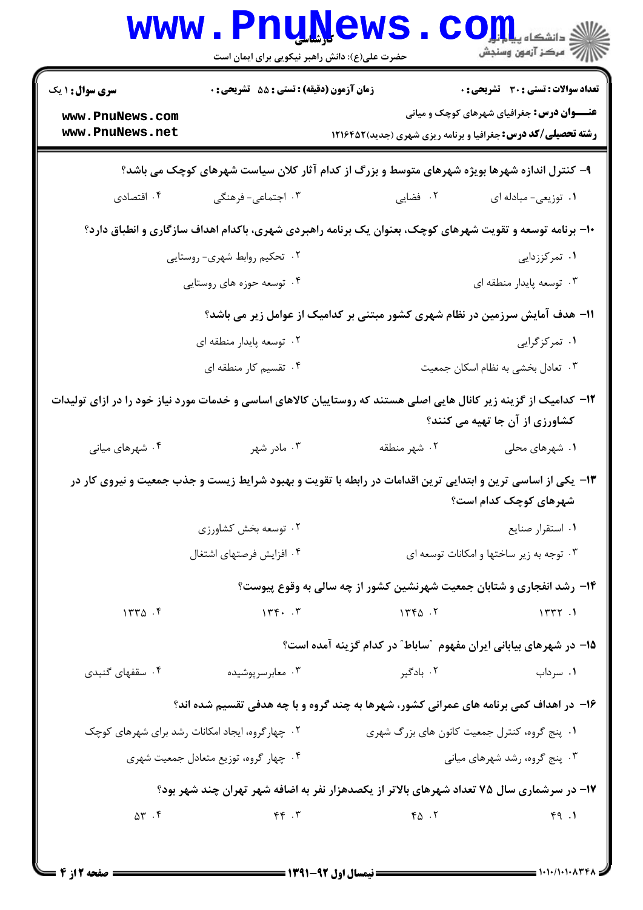سری سوال: ۱ یک | زمان آزمون (دقیقه) : تستی : ۵۵ تشریحی : ۰ | تعداد سوالات : تستی : ۳۰ تشریحی : ۰

**عنـــوان درس:** جغرافیای شهرهای کوچک و میانی

**رشته تحصیلی/کد درس:** جغرافیا و برنامه ریزی شهری (جدید)۱۲۱۶۴۵۲

۹- کنترل اندازه شهرها بویژه شهرهای متوسط و بزرگ از کدام آثار کلان سیاست شهرهای کوچک می باشد؟

۱. توزیعی- مبادله ای  ۲. فضایی  ۳. اجتماعی- فرهنگی  ۴. اقتصادی

۱۰- برنامه توسعه و تقویت شهرهای کوچک، بعنوان یک برنامه راهبردی شهری، باکدام اهداف سازگاری و انطباق دارد؟

۱. تمرکززدایی  ۲. تحکیم روابط شهری- روستایی  ۳. توسعه پایدار منطقه ای  ۴. توسعه حوزه های روستایی

۱۱- هدف آمایش سرزمین در نظام شهری کشور مبتنی بر کدامیک از عوامل زیر می باشد؟

۱. تمرکزگرایی  ۲. توسعه پایدار منطقه ای  ۳. تعادل بخشی به نظام اسکان جمعیت  ۴. تقسیم کار منطقه ای

۱۲- کدامیک از گزینه زیر کانال هایی اصلی هستند که روستاییان کالاهای اساسی و خدمات مورد نیاز خود را در ازای تولیدات کشاورزی از آن جا تهیه می کنند؟

۱. شهرهای محلی  ۲. شهر منطقه  ۳. مادر شهر  ۴. شهرهای میانی

۱۳- یکی از اساسی ترین و ابتدایی ترین اقدامات در رابطه با تقویت و بهبود شرایط زیست و جذب جمعیت و نیروی کار در شهرهای کوچک کدام است؟

۱. استقرار صنایع  ۲. توسعه بخش کشاورزی  ۳. توجه به زیر ساختها و امکانات توسعه ای  ۴. افزایش فرصتهای اشتغال

۱۴- رشد انفجاری و شتابان جمعیت شهرنشین کشور از چه سالی به وقوع پیوست؟

۱. ۱۳۳۲  ۲. ۱۳۴۵  ۳. ۱۳۴۰  ۴. ۱۳۳۵

۱۵- در شهرهای بیابانی ایران مفهوم "ساباط" در کدام گزینه آمده است؟

۱. سرداب  ۲. بادگیر  ۳. معابرسرپوشیده  ۴. سقفهای گنبدی

۱۶- در اهداف کمی برنامه های عمرانی کشور، شهرها به چند گروه و با چه هدفی تقسیم شده اند؟

۱. پنج گروه، کنترل جمعیت کانون های بزرگ شهری  ۲. چهارگروه، ایجاد امکانات رشد برای شهرهای کوچک  ۳. پنج گروه، رشد شهرهای میانی  ۴. چهار گروه، توزیع متعادل جمعیت شهری

۱۷- در سرشماری سال ۷۵ تعداد شهرهای بالاتر از یکصدهزار نفر به اضافه شهر تهران چند شهر بود؟

۱. ۴۹  ۲. ۴۵  ۳. ۴۴  ۴. ۵۳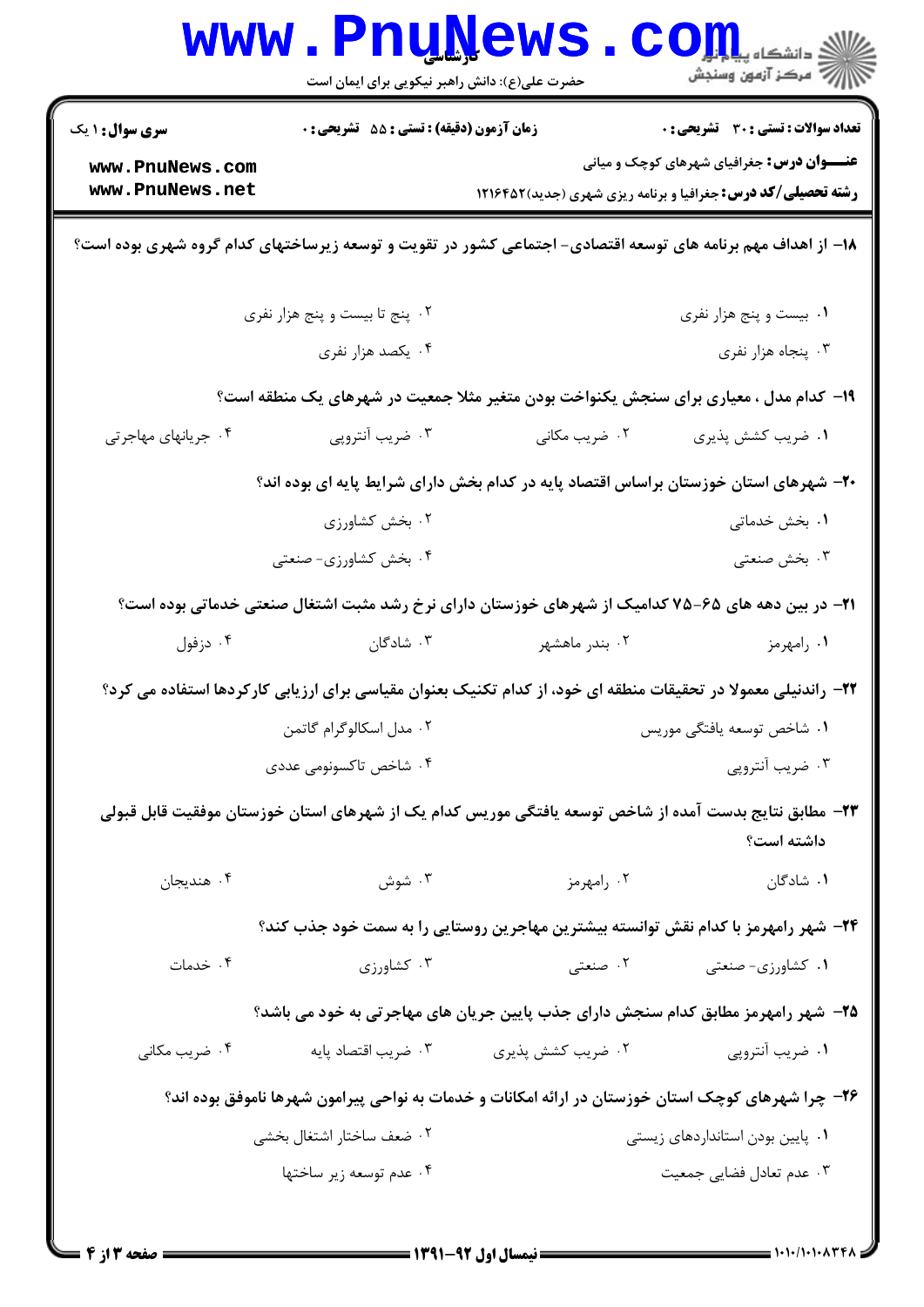۱۸- از اهداف مهم برنامه های توسعه اقتصادی- اجتماعی کشور در تقویت و توسعه زیرساختهای کدام گروه شهری بوده است؟

۱. بیست و پنج هزار نفری
۲. پنج تا بیست و پنج هزار نفری
۳. پنجاه هزار نفری
۴. یکصد هزار نفری

۱۹- کدام مدل ، معیاری برای سنجش یکنواخت بودن متغیر مثلا جمعیت در شهرهای یک منطقه است؟

۱. ضریب کشش پذیری
۲. ضریب مکانی
۳. ضریب آنتروپی
۴. جریانهای مهاجرتی

۲۰- شهرهای استان خوزستان براساس اقتصاد پایه در کدام بخش دارای شرایط پایه ای بوده اند؟

۱. بخش خدماتی
۲. بخش کشاورزی
۳. بخش صنعتی
۴. بخش کشاورزی- صنعتی

۲۱- در بین دهه های ۶۵-۷۵ کدامیک از شهرهای خوزستان دارای نرخ رشد مثبت اشتغال صنعتی خدماتی بوده است؟

۱. رامهرمز
۲. بندر ماهشهر
۳. شادگان
۴. دزفول

۲۲- راندنیلی معمولا در تحقیقات منطقه ای خود، از کدام تکنیک بعنوان مقیاسی برای ارزیابی کارکردها استفاده می کرد؟

۱. شاخص توسعه یافتگی موریس
۲. مدل اسکالوگرام گاتمن
۳. ضریب آنتروپی
۴. شاخص تاکسونومی عددی

۲۳- مطابق نتایج بدست آمده از شاخص توسعه یافتگی موریس کدام یک از شهرهای استان خوزستان موفقیت قابل قبولی داشته است؟

۱. شادگان
۲. رامهرمز
۳. شوش
۴. هندیجان

۲۴- شهر رامهرمز با کدام نقش توانسته بیشترین مهاجرین روستایی را به سمت خود جذب کند؟

۱. کشاورزی- صنعتی
۲. صنعتی
۳. کشاورزی
۴. خدمات

۲۵- شهر رامهرمز مطابق کدام سنجش دارای جذب پایین جریان های مهاجرتی به خود می باشد؟

۱. ضریب آنتروپی
۲. ضریب کشش پذیری
۳. ضریب اقتصاد پایه
۴. ضریب مکانی

۲۶- چرا شهرهای کوچک استان خوزستان در ارائه امکانات و خدمات به نواحی پیرامون شهرها ناموفق بوده اند؟

۱. پایین بودن استانداردهای زیستی
۲. ضعف ساختار اشتغال بخشی
۳. عدم تعادل فضایی جمعیت
۴. عدم توسعه زیر ساختها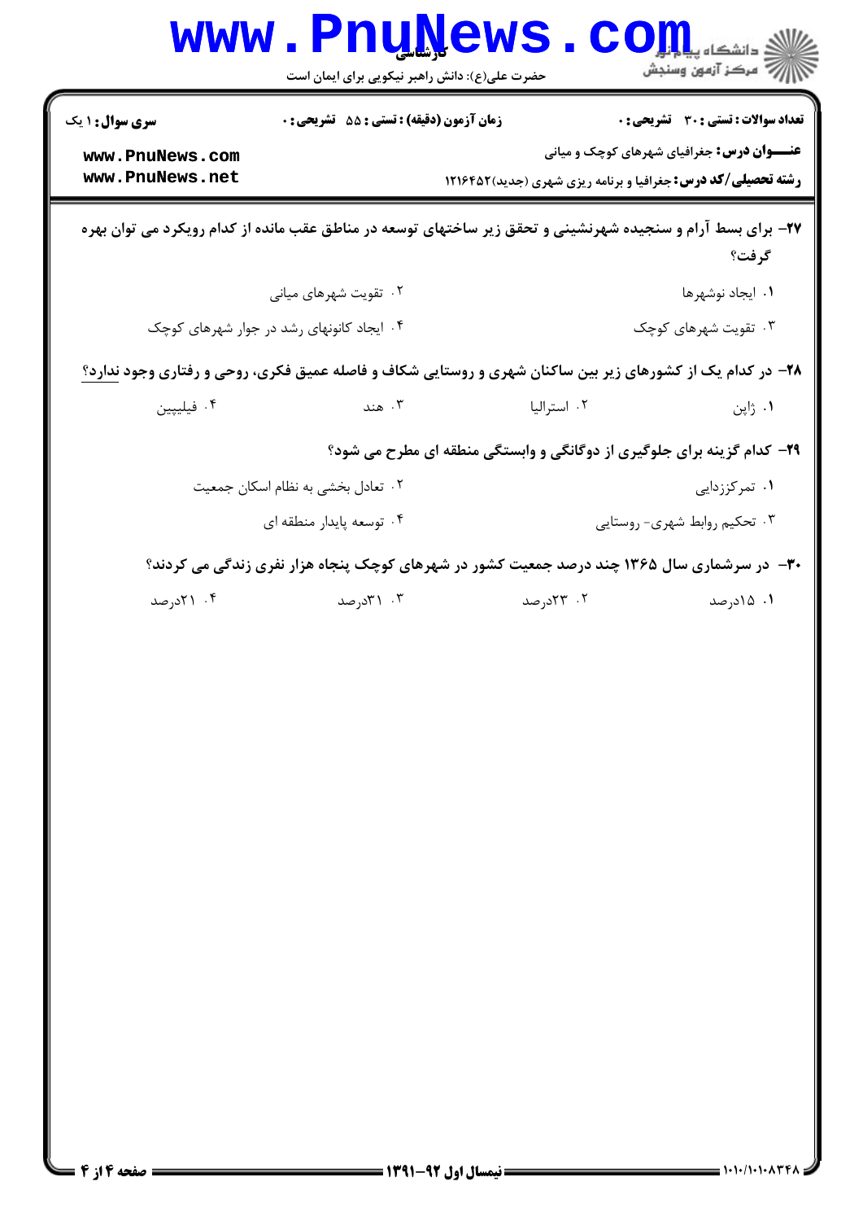**۲۷-** برای بسط آرام و سنجیده شهرنشینی و تحقق زیر ساختهای توسعه در مناطق عقب مانده از کدام رویکرد می توان بهره گرفت؟

۱. ایجاد نوشهرها

۲. تقویت شهرهای میانی

۳. تقویت شهرهای کوچک

۴. ایجاد کانونهای رشد در جوار شهرهای کوچک

**۲۸-** در کدام یک از کشورهای زیر بین ساکنان شهری و روستایی شکاف و فاصله عمیق فکری، روحی و رفتاری وجود ندارد؟

۱. ژاپن

۲. استرالیا

۳. هند

۴. فیلیپین

**۲۹-** کدام گزینه برای جلوگیری از دوگانگی و وابستگی منطقه ای مطرح می شود؟

۱. تمرکززدایی

۲. تعادل بخشی به نظام اسکان جمعیت

۳. تحکیم روابط شهری- روستایی

۴. توسعه پایدار منطقه ای

**۳۰-** در سرشماری سال ۱۳۶۵ چند درصد جمعیت کشور در شهرهای کوچک پنجاه هزار نفری زندگی می کردند؟

۱. ۱۵درصد

۲. ۲۳درصد

۳. ۳۱درصد

۴. ۲۱درصد